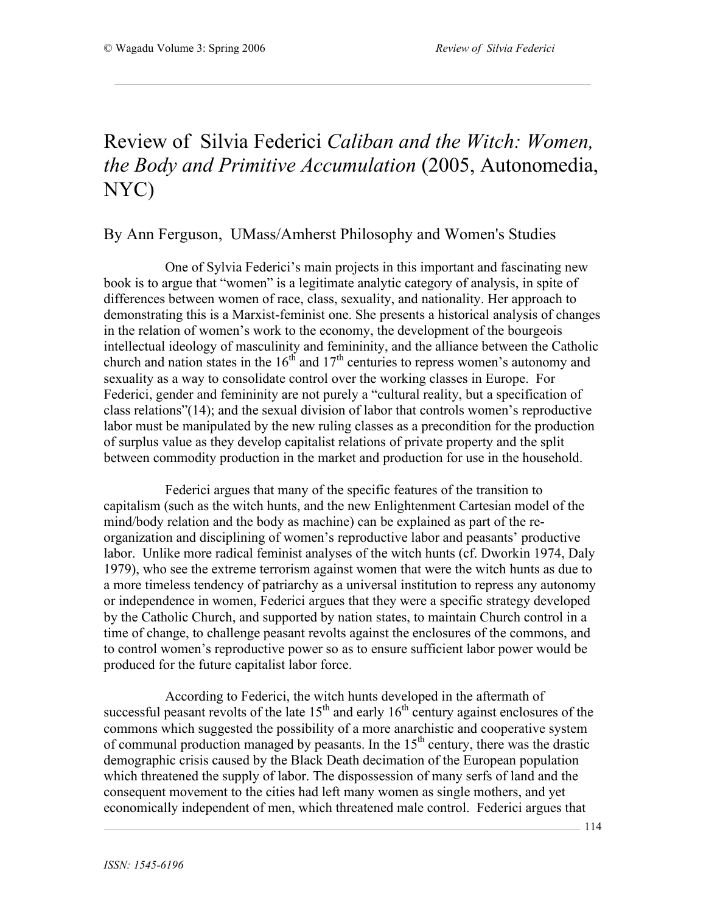# Review of Silvia Federici *Caliban and the Witch: Women, the Body and Primitive Accumulation* (2005, Autonomedia, NYC)

## By Ann Ferguson, UMass/Amherst Philosophy and Women's Studies

One of Sylvia Federici's main projects in this important and fascinating new book is to argue that "women" is a legitimate analytic category of analysis, in spite of differences between women of race, class, sexuality, and nationality. Her approach to demonstrating this is a Marxist-feminist one. She presents a historical analysis of changes in the relation of women's work to the economy, the development of the bourgeois intellectual ideology of masculinity and femininity, and the alliance between the Catholic church and nation states in the 16th and 17th centuries to repress women's autonomy and sexuality as a way to consolidate control over the working classes in Europe. For Federici, gender and femininity are not purely a "cultural reality, but a specification of class relations"(14); and the sexual division of labor that controls women's reproductive labor must be manipulated by the new ruling classes as a precondition for the production of surplus value as they develop capitalist relations of private property and the split between commodity production in the market and production for use in the household.

Federici argues that many of the specific features of the transition to capitalism (such as the witch hunts, and the new Enlightenment Cartesian model of the mind/body relation and the body as machine) can be explained as part of the re-organization and disciplining of women's reproductive labor and peasants' productive labor. Unlike more radical feminist analyses of the witch hunts (cf. Dworkin 1974, Daly 1979), who see the extreme terrorism against women that were the witch hunts as due to a more timeless tendency of patriarchy as a universal institution to repress any autonomy or independence in women, Federici argues that they were a specific strategy developed by the Catholic Church, and supported by nation states, to maintain Church control in a time of change, to challenge peasant revolts against the enclosures of the commons, and to control women's reproductive power so as to ensure sufficient labor power would be produced for the future capitalist labor force.

According to Federici, the witch hunts developed in the aftermath of successful peasant revolts of the late 15th and early 16th century against enclosures of the commons which suggested the possibility of a more anarchistic and cooperative system of communal production managed by peasants. In the 15th century, there was the drastic demographic crisis caused by the Black Death decimation of the European population which threatened the supply of labor. The dispossession of many serfs of land and the consequent movement to the cities had left many women as single mothers, and yet economically independent of men, which threatened male control. Federici argues that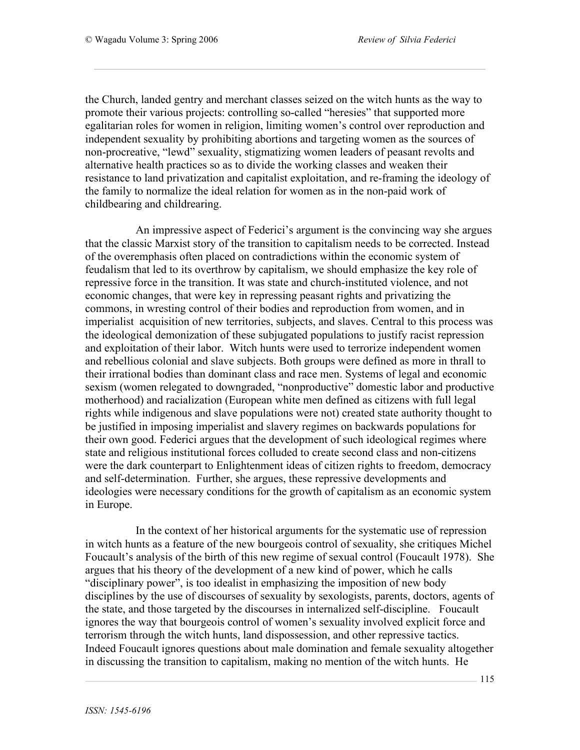the Church, landed gentry and merchant classes seized on the witch hunts as the way to promote their various projects: controlling so-called "heresies" that supported more egalitarian roles for women in religion, limiting women's control over reproduction and independent sexuality by prohibiting abortions and targeting women as the sources of non-procreative, "lewd" sexuality, stigmatizing women leaders of peasant revolts and alternative health practices so as to divide the working classes and weaken their resistance to land privatization and capitalist exploitation, and re-framing the ideology of the family to normalize the ideal relation for women as in the non-paid work of childbearing and childrearing.

An impressive aspect of Federici's argument is the convincing way she argues that the classic Marxist story of the transition to capitalism needs to be corrected. Instead of the overemphasis often placed on contradictions within the economic system of feudalism that led to its overthrow by capitalism, we should emphasize the key role of repressive force in the transition. It was state and church-instituted violence, and not economic changes, that were key in repressing peasant rights and privatizing the commons, in wresting control of their bodies and reproduction from women, and in imperialist acquisition of new territories, subjects, and slaves. Central to this process was the ideological demonization of these subjugated populations to justify racist repression and exploitation of their labor. Witch hunts were used to terrorize independent women and rebellious colonial and slave subjects. Both groups were defined as more in thrall to their irrational bodies than dominant class and race men. Systems of legal and economic sexism (women relegated to downgraded, "nonproductive" domestic labor and productive motherhood) and racialization (European white men defined as citizens with full legal rights while indigenous and slave populations were not) created state authority thought to be justified in imposing imperialist and slavery regimes on backwards populations for their own good. Federici argues that the development of such ideological regimes where state and religious institutional forces colluded to create second class and non-citizens were the dark counterpart to Enlightenment ideas of citizen rights to freedom, democracy and self-determination. Further, she argues, these repressive developments and ideologies were necessary conditions for the growth of capitalism as an economic system in Europe.

In the context of her historical arguments for the systematic use of repression in witch hunts as a feature of the new bourgeois control of sexuality, she critiques Michel Foucault's analysis of the birth of this new regime of sexual control (Foucault 1978). She argues that his theory of the development of a new kind of power, which he calls "disciplinary power", is too idealist in emphasizing the imposition of new body disciplines by the use of discourses of sexuality by sexologists, parents, doctors, agents of the state, and those targeted by the discourses in internalized self-discipline. Foucault ignores the way that bourgeois control of women's sexuality involved explicit force and terrorism through the witch hunts, land dispossession, and other repressive tactics. Indeed Foucault ignores questions about male domination and female sexuality altogether in discussing the transition to capitalism, making no mention of the witch hunts. He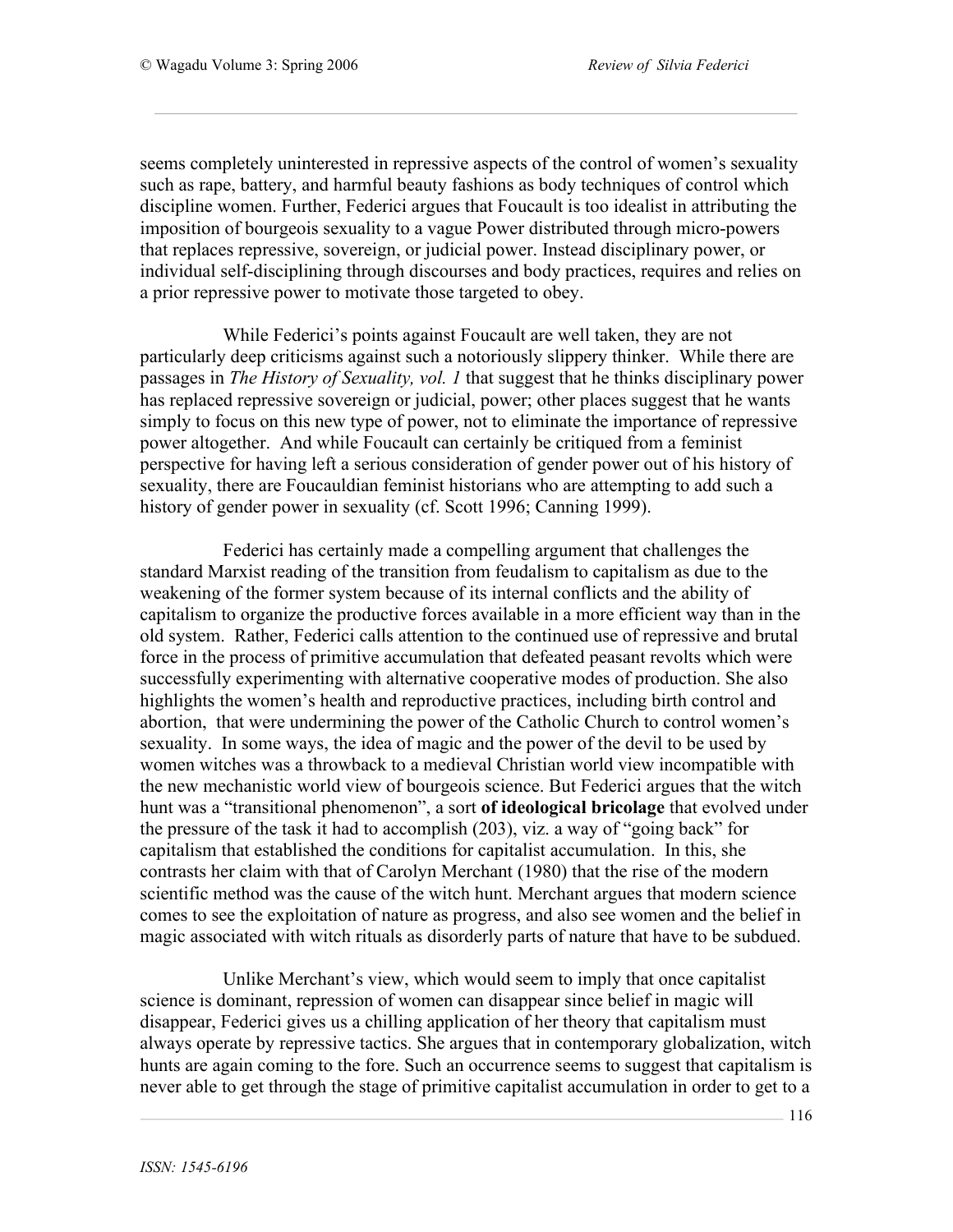seems completely uninterested in repressive aspects of the control of women's sexuality such as rape, battery, and harmful beauty fashions as body techniques of control which discipline women. Further, Federici argues that Foucault is too idealist in attributing the imposition of bourgeois sexuality to a vague Power distributed through micro-powers that replaces repressive, sovereign, or judicial power. Instead disciplinary power, or individual self-disciplining through discourses and body practices, requires and relies on a prior repressive power to motivate those targeted to obey.

While Federici's points against Foucault are well taken, they are not particularly deep criticisms against such a notoriously slippery thinker. While there are passages in *The History of Sexuality, vol. 1* that suggest that he thinks disciplinary power has replaced repressive sovereign or judicial, power; other places suggest that he wants simply to focus on this new type of power, not to eliminate the importance of repressive power altogether. And while Foucault can certainly be critiqued from a feminist perspective for having left a serious consideration of gender power out of his history of sexuality, there are Foucauldian feminist historians who are attempting to add such a history of gender power in sexuality (cf. Scott 1996; Canning 1999).

Federici has certainly made a compelling argument that challenges the standard Marxist reading of the transition from feudalism to capitalism as due to the weakening of the former system because of its internal conflicts and the ability of capitalism to organize the productive forces available in a more efficient way than in the old system. Rather, Federici calls attention to the continued use of repressive and brutal force in the process of primitive accumulation that defeated peasant revolts which were successfully experimenting with alternative cooperative modes of production. She also highlights the women's health and reproductive practices, including birth control and abortion, that were undermining the power of the Catholic Church to control women's sexuality. In some ways, the idea of magic and the power of the devil to be used by women witches was a throwback to a medieval Christian world view incompatible with the new mechanistic world view of bourgeois science. But Federici argues that the witch hunt was a "transitional phenomenon", a sort **of ideological bricolage** that evolved under the pressure of the task it had to accomplish (203), viz. a way of "going back" for capitalism that established the conditions for capitalist accumulation. In this, she contrasts her claim with that of Carolyn Merchant (1980) that the rise of the modern scientific method was the cause of the witch hunt. Merchant argues that modern science comes to see the exploitation of nature as progress, and also see women and the belief in magic associated with witch rituals as disorderly parts of nature that have to be subdued.

Unlike Merchant's view, which would seem to imply that once capitalist science is dominant, repression of women can disappear since belief in magic will disappear, Federici gives us a chilling application of her theory that capitalism must always operate by repressive tactics. She argues that in contemporary globalization, witch hunts are again coming to the fore. Such an occurrence seems to suggest that capitalism is never able to get through the stage of primitive capitalist accumulation in order to get to a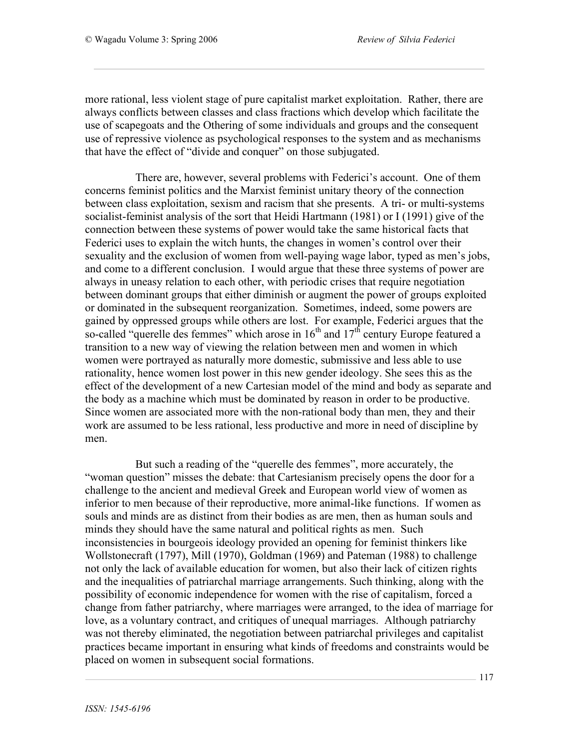more rational, less violent stage of pure capitalist market exploitation. Rather, there are always conflicts between classes and class fractions which develop which facilitate the use of scapegoats and the Othering of some individuals and groups and the consequent use of repressive violence as psychological responses to the system and as mechanisms that have the effect of "divide and conquer" on those subjugated.

There are, however, several problems with Federici's account. One of them concerns feminist politics and the Marxist feminist unitary theory of the connection between class exploitation, sexism and racism that she presents. A tri- or multi-systems socialist-feminist analysis of the sort that Heidi Hartmann (1981) or I (1991) give of the connection between these systems of power would take the same historical facts that Federici uses to explain the witch hunts, the changes in women's control over their sexuality and the exclusion of women from well-paying wage labor, typed as men's jobs, and come to a different conclusion. I would argue that these three systems of power are always in uneasy relation to each other, with periodic crises that require negotiation between dominant groups that either diminish or augment the power of groups exploited or dominated in the subsequent reorganization. Sometimes, indeed, some powers are gained by oppressed groups while others are lost. For example, Federici argues that the so-called "querelle des femmes" which arose in 16th and 17th century Europe featured a transition to a new way of viewing the relation between men and women in which women were portrayed as naturally more domestic, submissive and less able to use rationality, hence women lost power in this new gender ideology. She sees this as the effect of the development of a new Cartesian model of the mind and body as separate and the body as a machine which must be dominated by reason in order to be productive. Since women are associated more with the non-rational body than men, they and their work are assumed to be less rational, less productive and more in need of discipline by men.

But such a reading of the "querelle des femmes", more accurately, the "woman question" misses the debate: that Cartesianism precisely opens the door for a challenge to the ancient and medieval Greek and European world view of women as inferior to men because of their reproductive, more animal-like functions. If women as souls and minds are as distinct from their bodies as are men, then as human souls and minds they should have the same natural and political rights as men. Such inconsistencies in bourgeois ideology provided an opening for feminist thinkers like Wollstonecraft (1797), Mill (1970), Goldman (1969) and Pateman (1988) to challenge not only the lack of available education for women, but also their lack of citizen rights and the inequalities of patriarchal marriage arrangements. Such thinking, along with the possibility of economic independence for women with the rise of capitalism, forced a change from father patriarchy, where marriages were arranged, to the idea of marriage for love, as a voluntary contract, and critiques of unequal marriages. Although patriarchy was not thereby eliminated, the negotiation between patriarchal privileges and capitalist practices became important in ensuring what kinds of freedoms and constraints would be placed on women in subsequent social formations.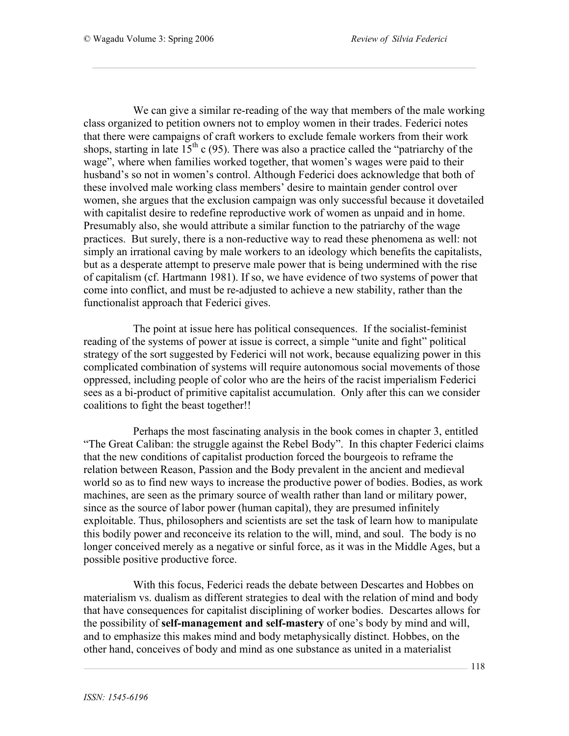We can give a similar re-reading of the way that members of the male working class organized to petition owners not to employ women in their trades. Federici notes that there were campaigns of craft workers to exclude female workers from their work shops, starting in late 15th c (95). There was also a practice called the "patriarchy of the wage", where when families worked together, that women's wages were paid to their husband's so not in women's control. Although Federici does acknowledge that both of these involved male working class members' desire to maintain gender control over women, she argues that the exclusion campaign was only successful because it dovetailed with capitalist desire to redefine reproductive work of women as unpaid and in home. Presumably also, she would attribute a similar function to the patriarchy of the wage practices. But surely, there is a non-reductive way to read these phenomena as well: not simply an irrational caving by male workers to an ideology which benefits the capitalists, but as a desperate attempt to preserve male power that is being undermined with the rise of capitalism (cf. Hartmann 1981). If so, we have evidence of two systems of power that come into conflict, and must be re-adjusted to achieve a new stability, rather than the functionalist approach that Federici gives.

The point at issue here has political consequences. If the socialist-feminist reading of the systems of power at issue is correct, a simple "unite and fight" political strategy of the sort suggested by Federici will not work, because equalizing power in this complicated combination of systems will require autonomous social movements of those oppressed, including people of color who are the heirs of the racist imperialism Federici sees as a bi-product of primitive capitalist accumulation. Only after this can we consider coalitions to fight the beast together!!

Perhaps the most fascinating analysis in the book comes in chapter 3, entitled "The Great Caliban: the struggle against the Rebel Body". In this chapter Federici claims that the new conditions of capitalist production forced the bourgeois to reframe the relation between Reason, Passion and the Body prevalent in the ancient and medieval world so as to find new ways to increase the productive power of bodies. Bodies, as work machines, are seen as the primary source of wealth rather than land or military power, since as the source of labor power (human capital), they are presumed infinitely exploitable. Thus, philosophers and scientists are set the task of learn how to manipulate this bodily power and reconceive its relation to the will, mind, and soul. The body is no longer conceived merely as a negative or sinful force, as it was in the Middle Ages, but a possible positive productive force.

With this focus, Federici reads the debate between Descartes and Hobbes on materialism vs. dualism as different strategies to deal with the relation of mind and body that have consequences for capitalist disciplining of worker bodies. Descartes allows for the possibility of **self-management and self-mastery** of one's body by mind and will, and to emphasize this makes mind and body metaphysically distinct. Hobbes, on the other hand, conceives of body and mind as one substance as united in a materialist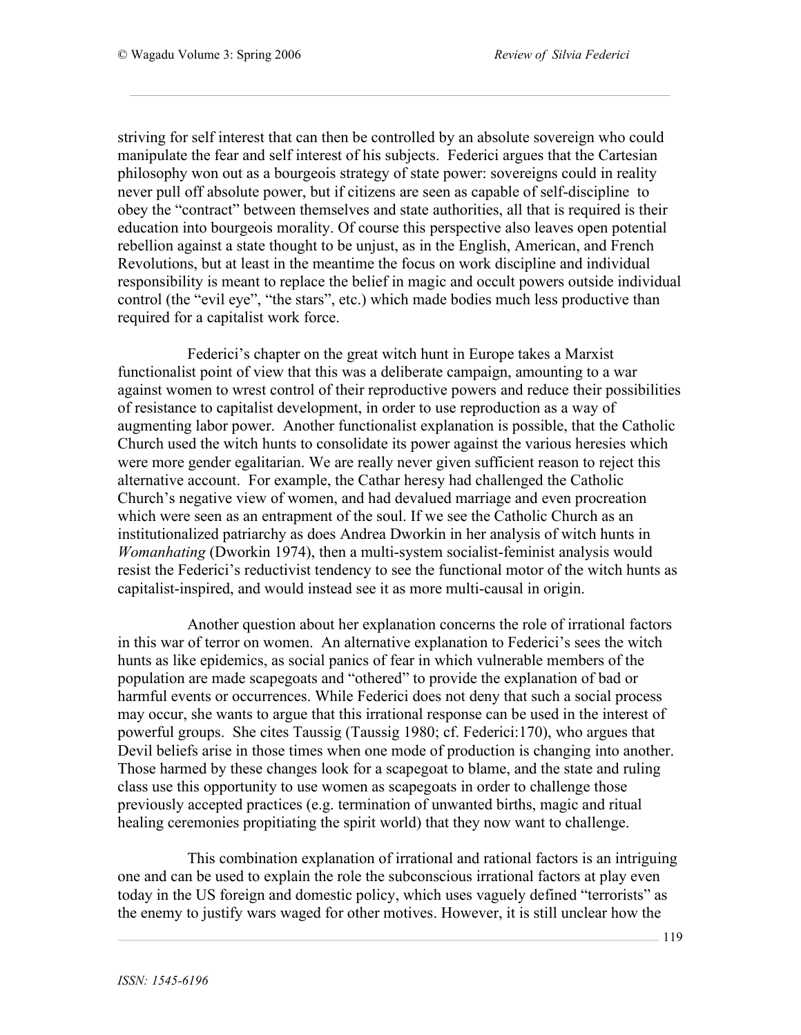striving for self interest that can then be controlled by an absolute sovereign who could manipulate the fear and self interest of his subjects. Federici argues that the Cartesian philosophy won out as a bourgeois strategy of state power: sovereigns could in reality never pull off absolute power, but if citizens are seen as capable of self-discipline to obey the "contract" between themselves and state authorities, all that is required is their education into bourgeois morality. Of course this perspective also leaves open potential rebellion against a state thought to be unjust, as in the English, American, and French Revolutions, but at least in the meantime the focus on work discipline and individual responsibility is meant to replace the belief in magic and occult powers outside individual control (the "evil eye", "the stars", etc.) which made bodies much less productive than required for a capitalist work force.

Federici's chapter on the great witch hunt in Europe takes a Marxist functionalist point of view that this was a deliberate campaign, amounting to a war against women to wrest control of their reproductive powers and reduce their possibilities of resistance to capitalist development, in order to use reproduction as a way of augmenting labor power. Another functionalist explanation is possible, that the Catholic Church used the witch hunts to consolidate its power against the various heresies which were more gender egalitarian. We are really never given sufficient reason to reject this alternative account. For example, the Cathar heresy had challenged the Catholic Church's negative view of women, and had devalued marriage and even procreation which were seen as an entrapment of the soul. If we see the Catholic Church as an institutionalized patriarchy as does Andrea Dworkin in her analysis of witch hunts in *Womanhating* (Dworkin 1974), then a multi-system socialist-feminist analysis would resist the Federici's reductivist tendency to see the functional motor of the witch hunts as capitalist-inspired, and would instead see it as more multi-causal in origin.

Another question about her explanation concerns the role of irrational factors in this war of terror on women. An alternative explanation to Federici's sees the witch hunts as like epidemics, as social panics of fear in which vulnerable members of the population are made scapegoats and "othered" to provide the explanation of bad or harmful events or occurrences. While Federici does not deny that such a social process may occur, she wants to argue that this irrational response can be used in the interest of powerful groups. She cites Taussig (Taussig 1980; cf. Federici:170), who argues that Devil beliefs arise in those times when one mode of production is changing into another. Those harmed by these changes look for a scapegoat to blame, and the state and ruling class use this opportunity to use women as scapegoats in order to challenge those previously accepted practices (e.g. termination of unwanted births, magic and ritual healing ceremonies propitiating the spirit world) that they now want to challenge.

This combination explanation of irrational and rational factors is an intriguing one and can be used to explain the role the subconscious irrational factors at play even today in the US foreign and domestic policy, which uses vaguely defined "terrorists" as the enemy to justify wars waged for other motives. However, it is still unclear how the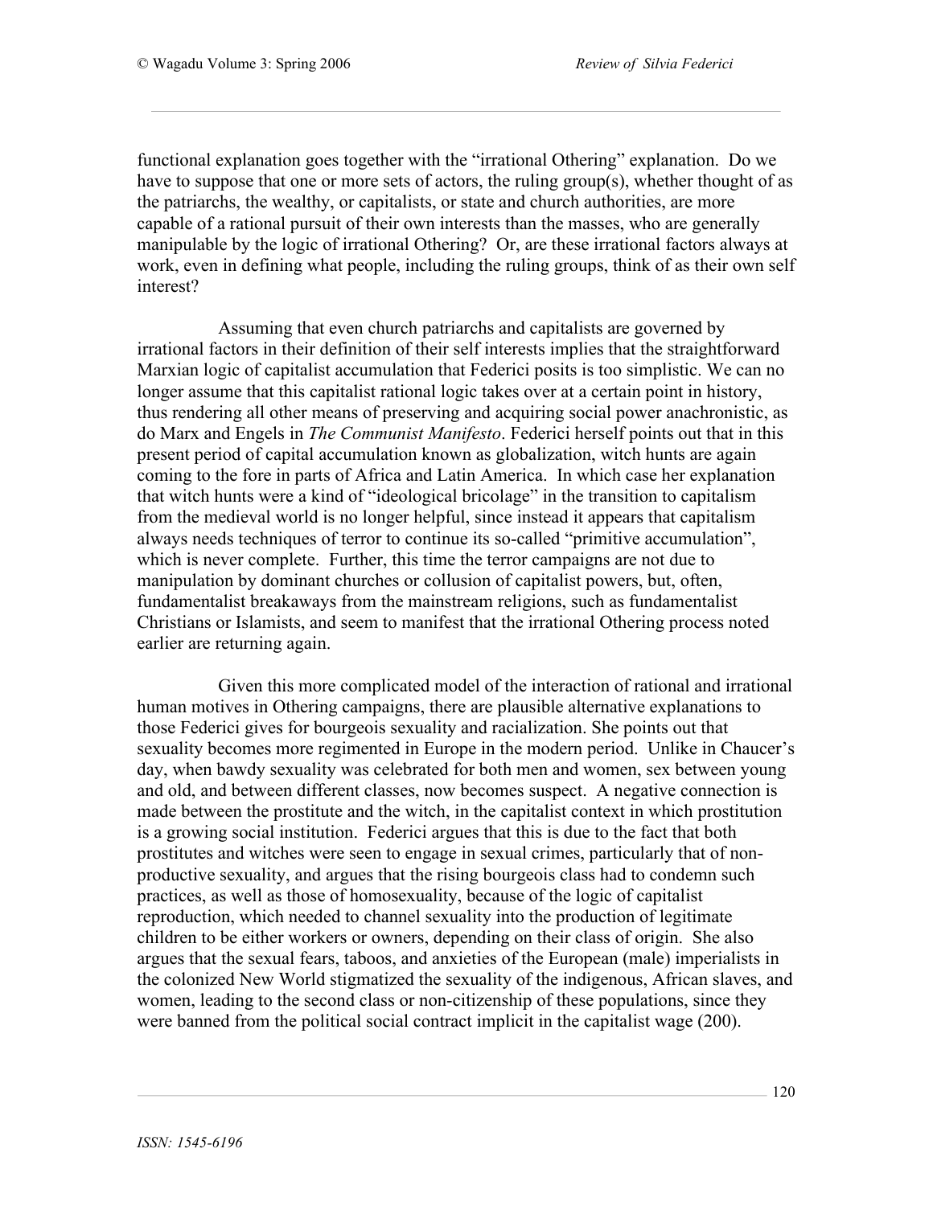functional explanation goes together with the "irrational Othering" explanation. Do we have to suppose that one or more sets of actors, the ruling group(s), whether thought of as the patriarchs, the wealthy, or capitalists, or state and church authorities, are more capable of a rational pursuit of their own interests than the masses, who are generally manipulable by the logic of irrational Othering? Or, are these irrational factors always at work, even in defining what people, including the ruling groups, think of as their own self interest?

Assuming that even church patriarchs and capitalists are governed by irrational factors in their definition of their self interests implies that the straightforward Marxian logic of capitalist accumulation that Federici posits is too simplistic. We can no longer assume that this capitalist rational logic takes over at a certain point in history, thus rendering all other means of preserving and acquiring social power anachronistic, as do Marx and Engels in *The Communist Manifesto*. Federici herself points out that in this present period of capital accumulation known as globalization, witch hunts are again coming to the fore in parts of Africa and Latin America. In which case her explanation that witch hunts were a kind of "ideological bricolage" in the transition to capitalism from the medieval world is no longer helpful, since instead it appears that capitalism always needs techniques of terror to continue its so-called "primitive accumulation", which is never complete. Further, this time the terror campaigns are not due to manipulation by dominant churches or collusion of capitalist powers, but, often, fundamentalist breakaways from the mainstream religions, such as fundamentalist Christians or Islamists, and seem to manifest that the irrational Othering process noted earlier are returning again.

Given this more complicated model of the interaction of rational and irrational human motives in Othering campaigns, there are plausible alternative explanations to those Federici gives for bourgeois sexuality and racialization. She points out that sexuality becomes more regimented in Europe in the modern period. Unlike in Chaucer's day, when bawdy sexuality was celebrated for both men and women, sex between young and old, and between different classes, now becomes suspect. A negative connection is made between the prostitute and the witch, in the capitalist context in which prostitution is a growing social institution. Federici argues that this is due to the fact that both prostitutes and witches were seen to engage in sexual crimes, particularly that of non-productive sexuality, and argues that the rising bourgeois class had to condemn such practices, as well as those of homosexuality, because of the logic of capitalist reproduction, which needed to channel sexuality into the production of legitimate children to be either workers or owners, depending on their class of origin. She also argues that the sexual fears, taboos, and anxieties of the European (male) imperialists in the colonized New World stigmatized the sexuality of the indigenous, African slaves, and women, leading to the second class or non-citizenship of these populations, since they were banned from the political social contract implicit in the capitalist wage (200).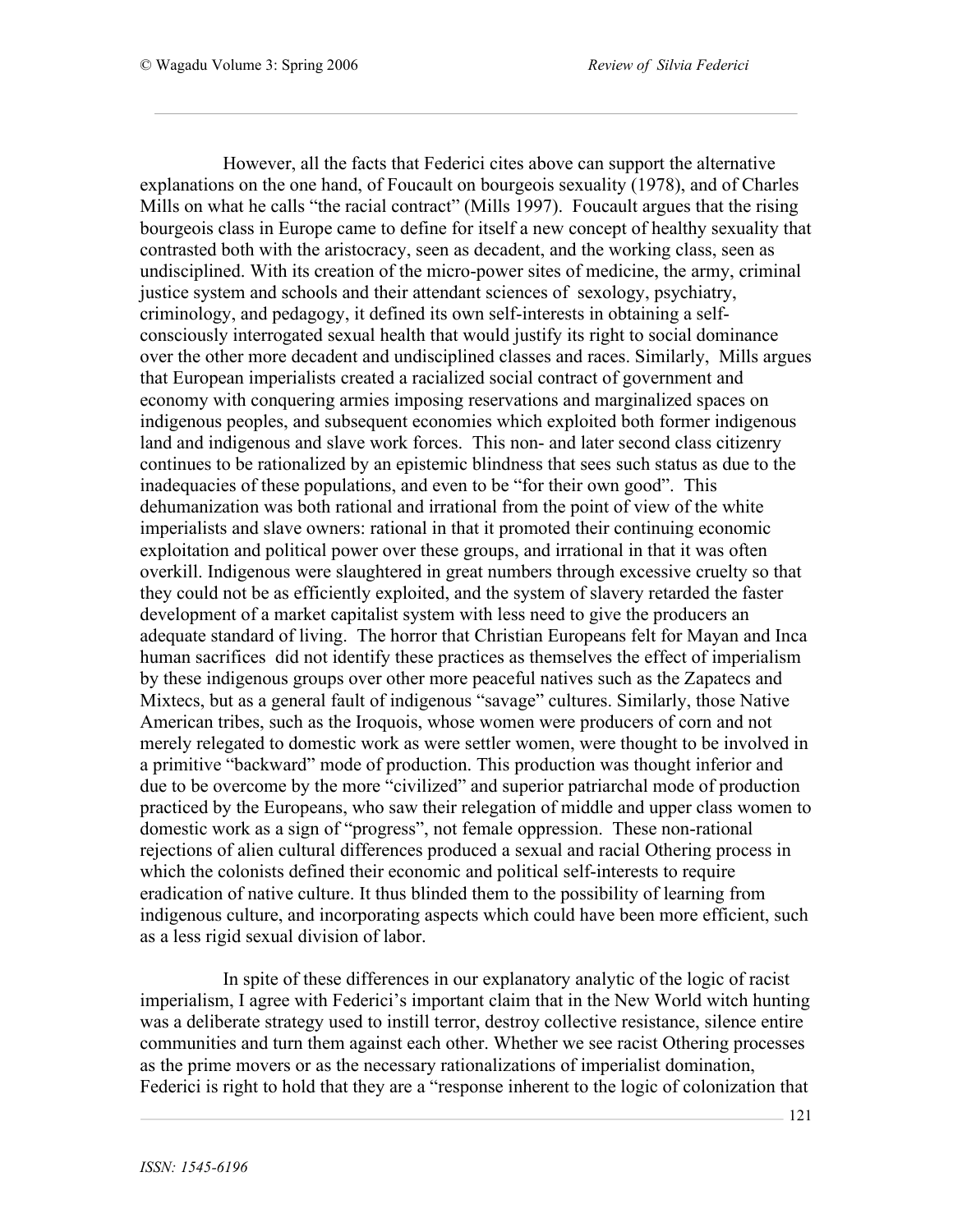However, all the facts that Federici cites above can support the alternative explanations on the one hand, of Foucault on bourgeois sexuality (1978), and of Charles Mills on what he calls "the racial contract" (Mills 1997). Foucault argues that the rising bourgeois class in Europe came to define for itself a new concept of healthy sexuality that contrasted both with the aristocracy, seen as decadent, and the working class, seen as undisciplined. With its creation of the micro-power sites of medicine, the army, criminal justice system and schools and their attendant sciences of sexology, psychiatry, criminology, and pedagogy, it defined its own self-interests in obtaining a self-consciously interrogated sexual health that would justify its right to social dominance over the other more decadent and undisciplined classes and races. Similarly, Mills argues that European imperialists created a racialized social contract of government and economy with conquering armies imposing reservations and marginalized spaces on indigenous peoples, and subsequent economies which exploited both former indigenous land and indigenous and slave work forces. This non- and later second class citizenry continues to be rationalized by an epistemic blindness that sees such status as due to the inadequacies of these populations, and even to be "for their own good". This dehumanization was both rational and irrational from the point of view of the white imperialists and slave owners: rational in that it promoted their continuing economic exploitation and political power over these groups, and irrational in that it was often overkill. Indigenous were slaughtered in great numbers through excessive cruelty so that they could not be as efficiently exploited, and the system of slavery retarded the faster development of a market capitalist system with less need to give the producers an adequate standard of living. The horror that Christian Europeans felt for Mayan and Inca human sacrifices did not identify these practices as themselves the effect of imperialism by these indigenous groups over other more peaceful natives such as the Zapatecs and Mixtecs, but as a general fault of indigenous "savage" cultures. Similarly, those Native American tribes, such as the Iroquois, whose women were producers of corn and not merely relegated to domestic work as were settler women, were thought to be involved in a primitive "backward" mode of production. This production was thought inferior and due to be overcome by the more "civilized" and superior patriarchal mode of production practiced by the Europeans, who saw their relegation of middle and upper class women to domestic work as a sign of "progress", not female oppression. These non-rational rejections of alien cultural differences produced a sexual and racial Othering process in which the colonists defined their economic and political self-interests to require eradication of native culture. It thus blinded them to the possibility of learning from indigenous culture, and incorporating aspects which could have been more efficient, such as a less rigid sexual division of labor.

In spite of these differences in our explanatory analytic of the logic of racist imperialism, I agree with Federici's important claim that in the New World witch hunting was a deliberate strategy used to instill terror, destroy collective resistance, silence entire communities and turn them against each other. Whether we see racist Othering processes as the prime movers or as the necessary rationalizations of imperialist domination, Federici is right to hold that they are a "response inherent to the logic of colonization that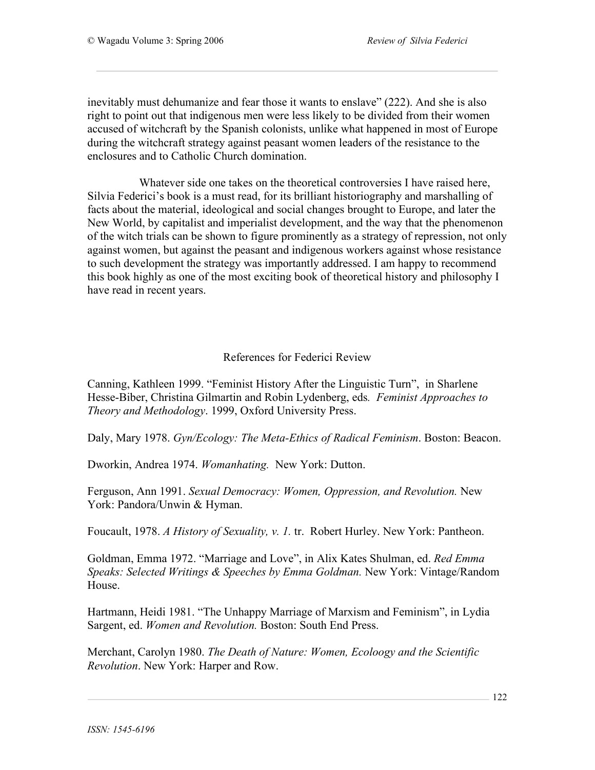inevitably must dehumanize and fear those it wants to enslave" (222). And she is also right to point out that indigenous men were less likely to be divided from their women accused of witchcraft by the Spanish colonists, unlike what happened in most of Europe during the witchcraft strategy against peasant women leaders of the resistance to the enclosures and to Catholic Church domination.

Whatever side one takes on the theoretical controversies I have raised here, Silvia Federici's book is a must read, for its brilliant historiography and marshalling of facts about the material, ideological and social changes brought to Europe, and later the New World, by capitalist and imperialist development, and the way that the phenomenon of the witch trials can be shown to figure prominently as a strategy of repression, not only against women, but against the peasant and indigenous workers against whose resistance to such development the strategy was importantly addressed. I am happy to recommend this book highly as one of the most exciting book of theoretical history and philosophy I have read in recent years.

## References for Federici Review

Canning, Kathleen 1999. "Feminist History After the Linguistic Turn", in Sharlene Hesse-Biber, Christina Gilmartin and Robin Lydenberg, eds. *Feminist Approaches to Theory and Methodology*. 1999, Oxford University Press.

Daly, Mary 1978. *Gyn/Ecology: The Meta-Ethics of Radical Feminism*. Boston: Beacon.

Dworkin, Andrea 1974. *Womanhating.* New York: Dutton.

Ferguson, Ann 1991. *Sexual Democracy: Women, Oppression, and Revolution.* New York: Pandora/Unwin & Hyman.

Foucault, 1978. *A History of Sexuality, v. 1.* tr. Robert Hurley. New York: Pantheon.

Goldman, Emma 1972. "Marriage and Love", in Alix Kates Shulman, ed. *Red Emma Speaks: Selected Writings & Speeches by Emma Goldman.* New York: Vintage/Random House.

Hartmann, Heidi 1981. "The Unhappy Marriage of Marxism and Feminism", in Lydia Sargent, ed. *Women and Revolution.* Boston: South End Press.

Merchant, Carolyn 1980. *The Death of Nature: Women, Ecoloogy and the Scientific Revolution*. New York: Harper and Row.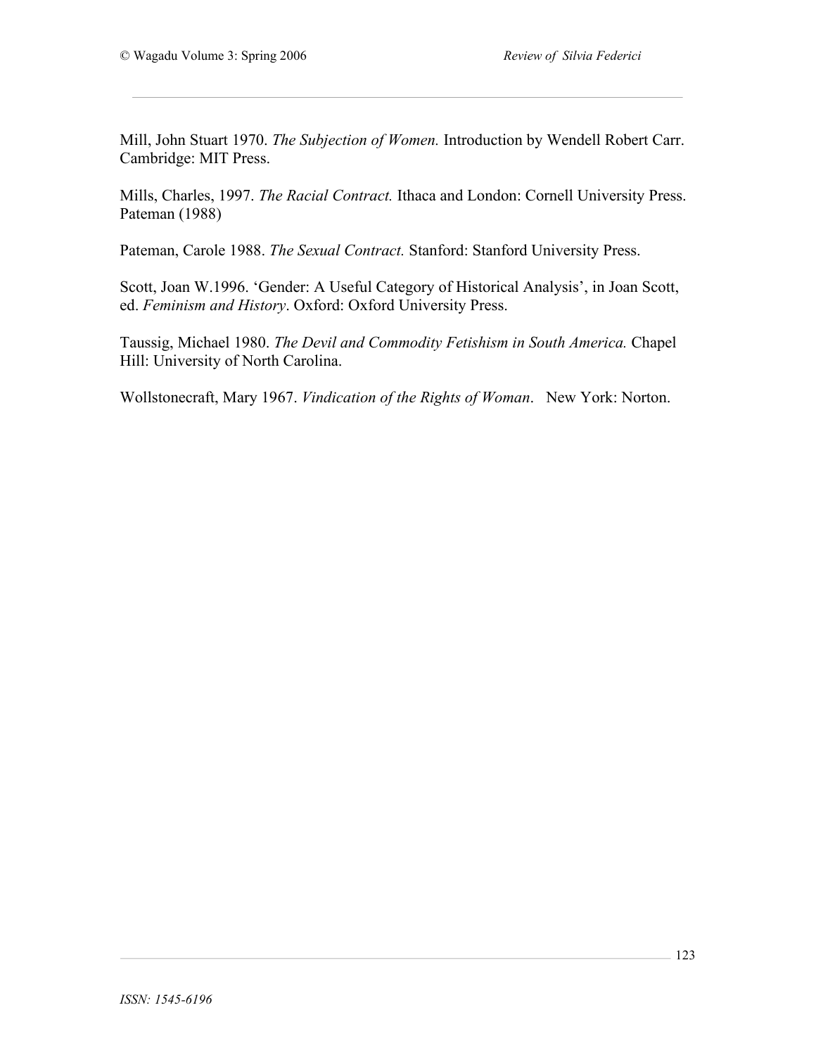Mill, John Stuart 1970. *The Subjection of Women.* Introduction by Wendell Robert Carr. Cambridge: MIT Press.

Mills, Charles, 1997. *The Racial Contract.* Ithaca and London: Cornell University Press. Pateman (1988)

Pateman, Carole 1988. *The Sexual Contract.* Stanford: Stanford University Press.

Scott, Joan W.1996. 'Gender: A Useful Category of Historical Analysis', in Joan Scott, ed. *Feminism and History*. Oxford: Oxford University Press.

Taussig, Michael 1980. *The Devil and Commodity Fetishism in South America.* Chapel Hill: University of North Carolina.

Wollstonecraft, Mary 1967. *Vindication of the Rights of Woman*. New York: Norton.